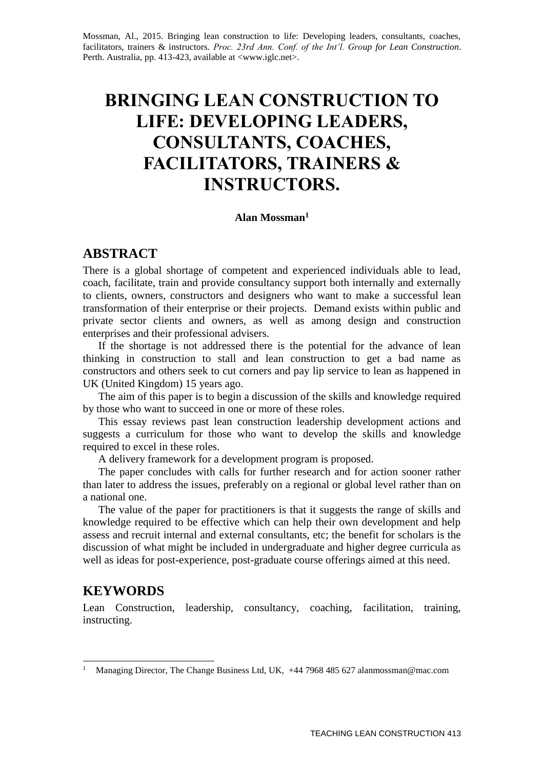Mossman, Al., 2015. Bringing lean construction to life: Developing leaders, consultants, coaches, facilitators, trainers & instructors. *Proc. 23rd Ann. Conf. of the Int'l. Group for Lean Construction*. Perth. Australia, pp. 413-423, available at <www.iglc.net>.

# BRINGING LEAN CONSTRUCTION TO LIFE: DEVELOPING LEADERS, CONSULTANTS, COACHES, FACILITATORS, TRAINERS & INSTRUCTORS.

**Alan Mossman[1]**

## ABSTRACT

There is a global shortage of competent and experienced individuals able to lead, coach, facilitate, train and provide consultancy support both internally and externally to clients, owners, constructors and designers who want to make a successful lean transformation of their enterprise or their projects. Demand exists within public and private sector clients and owners, as well as among design and construction enterprises and their professional advisers.

If the shortage is not addressed there is the potential for the advance of lean thinking in construction to stall and lean construction to get a bad name as constructors and others seek to cut corners and pay lip service to lean as happened in UK (United Kingdom) 15 years ago.

The aim of this paper is to begin a discussion of the skills and knowledge required by those who want to succeed in one or more of these roles.

This essay reviews past lean construction leadership development actions and suggests a curriculum for those who want to develop the skills and knowledge required to excel in these roles.

A delivery framework for a development program is proposed.

The paper concludes with calls for further research and for action sooner rather than later to address the issues, preferably on a regional or global level rather than on a national one.

The value of the paper for practitioners is that it suggests the range of skills and knowledge required to be effective which can help their own development and help assess and recruit internal and external consultants, etc; the benefit for scholars is the discussion of what might be included in undergraduate and higher degree curricula as well as ideas for post-experience, post-graduate course offerings aimed at this need.

## KEYWORDS

Lean Construction, leadership, consultancy, coaching, facilitation, training, instructing.

---

[1] Managing Director, The Change Business Ltd, UK, +44 7968 485 627 alanmossman@mac.com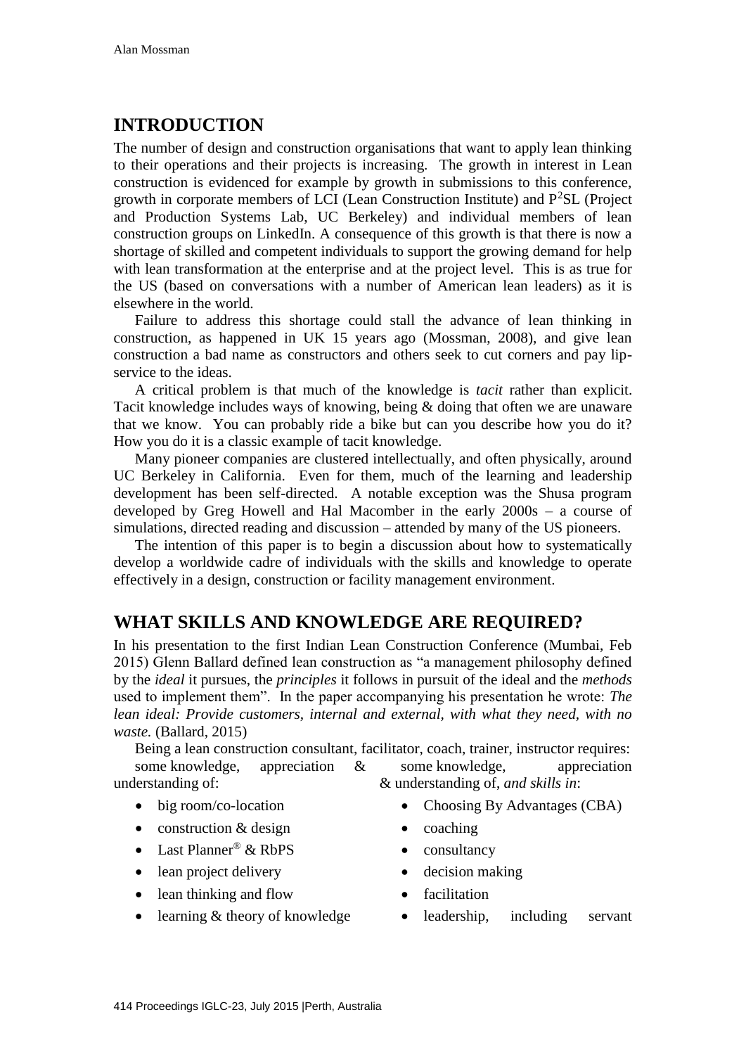## INTRODUCTION

The number of design and construction organisations that want to apply lean thinking to their operations and their projects is increasing. The growth in interest in Lean construction is evidenced for example by growth in submissions to this conference, growth in corporate members of LCI (Lean Construction Institute) and $P^2$SL (Project and Production Systems Lab, UC Berkeley) and individual members of lean construction groups on LinkedIn. A consequence of this growth is that there is now a shortage of skilled and competent individuals to support the growing demand for help with lean transformation at the enterprise and at the project level. This is as true for the US (based on conversations with a number of American lean leaders) as it is elsewhere in the world.

Failure to address this shortage could stall the advance of lean thinking in construction, as happened in UK 15 years ago (Mossman, 2008), and give lean construction a bad name as constructors and others seek to cut corners and pay lip-service to the ideas.

A critical problem is that much of the knowledge is *tacit* rather than explicit. Tacit knowledge includes ways of knowing, being & doing that often we are unaware that we know. You can probably ride a bike but can you describe how you do it? How you do it is a classic example of tacit knowledge.

Many pioneer companies are clustered intellectually, and often physically, around UC Berkeley in California. Even for them, much of the learning and leadership development has been self-directed. A notable exception was the Shusa program developed by Greg Howell and Hal Macomber in the early 2000s – a course of simulations, directed reading and discussion – attended by many of the US pioneers.

The intention of this paper is to begin a discussion about how to systematically develop a worldwide cadre of individuals with the skills and knowledge to operate effectively in a design, construction or facility management environment.

## WHAT SKILLS AND KNOWLEDGE ARE REQUIRED?

In his presentation to the first Indian Lean Construction Conference (Mumbai, Feb 2015) Glenn Ballard defined lean construction as "a management philosophy defined by the *ideal* it pursues, the *principles* it follows in pursuit of the ideal and the *methods* used to implement them". In the paper accompanying his presentation he wrote: *The lean ideal: Provide customers, internal and external, with what they need, with no waste.* (Ballard, 2015)

Being a lean construction consultant, facilitator, coach, trainer, instructor requires:

some knowledge, appreciation & understanding of:

- big room/co-location
- construction & design
- Last Planner® & RbPS
- lean project delivery
- lean thinking and flow
- learning & theory of knowledge

some knowledge, appreciation & understanding of, *and skills in*:

- Choosing By Advantages (CBA)
- coaching
- consultancy
- decision making
- facilitation
- leadership, including servant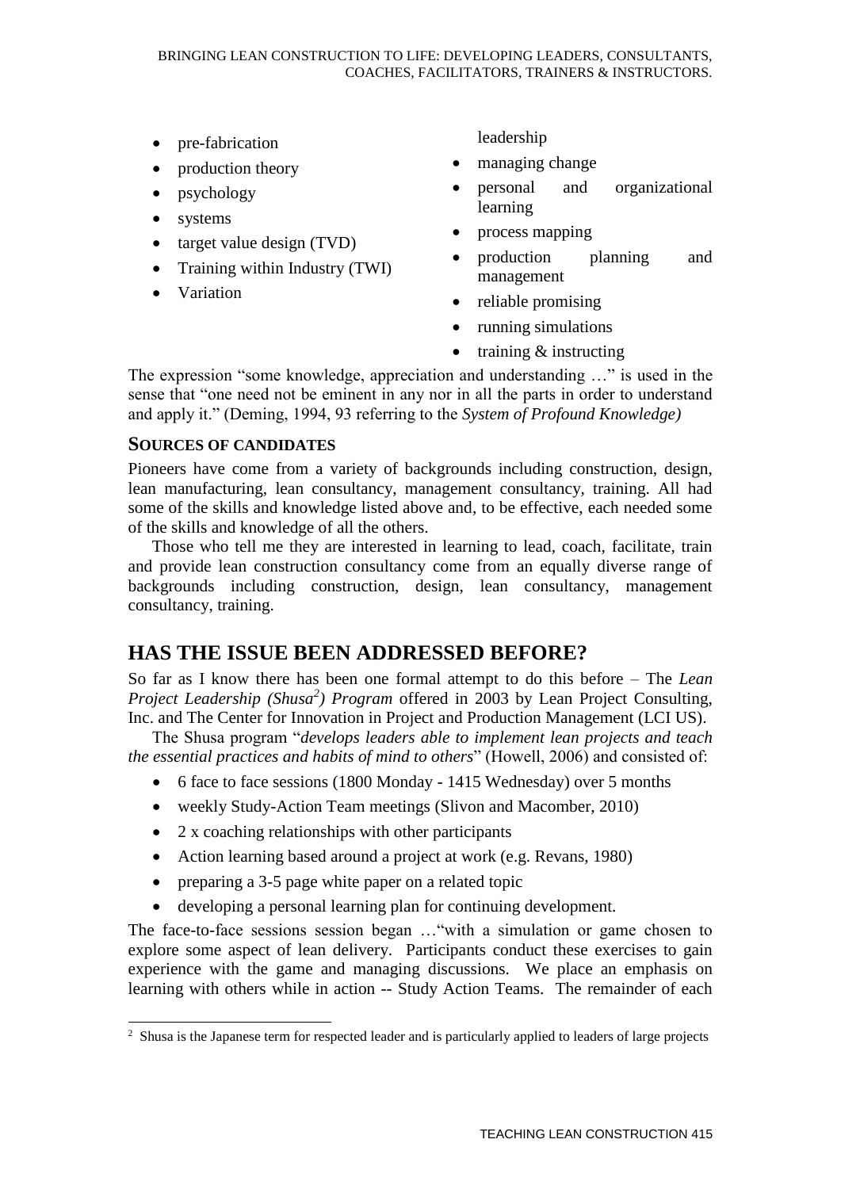- pre-fabrication
- production theory
- psychology
- systems
- target value design (TVD)
- Training within Industry (TWI)
- Variation

leadership

- managing change
- personal and organizational learning
- process mapping
- production planning and management
- reliable promising
- running simulations
- training & instructing

The expression "some knowledge, appreciation and understanding …" is used in the sense that "one need not be eminent in any nor in all the parts in order to understand and apply it." (Deming, 1994, 93 referring to the *System of Profound Knowledge)*

### SOURCES OF CANDIDATES

Pioneers have come from a variety of backgrounds including construction, design, lean manufacturing, lean consultancy, management consultancy, training. All had some of the skills and knowledge listed above and, to be effective, each needed some of the skills and knowledge of all the others.

Those who tell me they are interested in learning to lead, coach, facilitate, train and provide lean construction consultancy come from an equally diverse range of backgrounds including construction, design, lean consultancy, management consultancy, training.

## HAS THE ISSUE BEEN ADDRESSED BEFORE?

So far as I know there has been one formal attempt to do this before – The *Lean Project Leadership (Shusa[2]) Program* offered in 2003 by Lean Project Consulting, Inc. and The Center for Innovation in Project and Production Management (LCI US).

The Shusa program "*develops leaders able to implement lean projects and teach the essential practices and habits of mind to others*" (Howell, 2006) and consisted of:

- 6 face to face sessions (1800 Monday - 1415 Wednesday) over 5 months
- weekly Study-Action Team meetings (Slivon and Macomber, 2010)
- 2 x coaching relationships with other participants
- Action learning based around a project at work (e.g. Revans, 1980)
- preparing a 3-5 page white paper on a related topic
- developing a personal learning plan for continuing development.

The face-to-face sessions session began …"with a simulation or game chosen to explore some aspect of lean delivery. Participants conduct these exercises to gain experience with the game and managing discussions. We place an emphasis on learning with others while in action -- Study Action Teams. The remainder of each

[2] Shusa is the Japanese term for respected leader and is particularly applied to leaders of large projects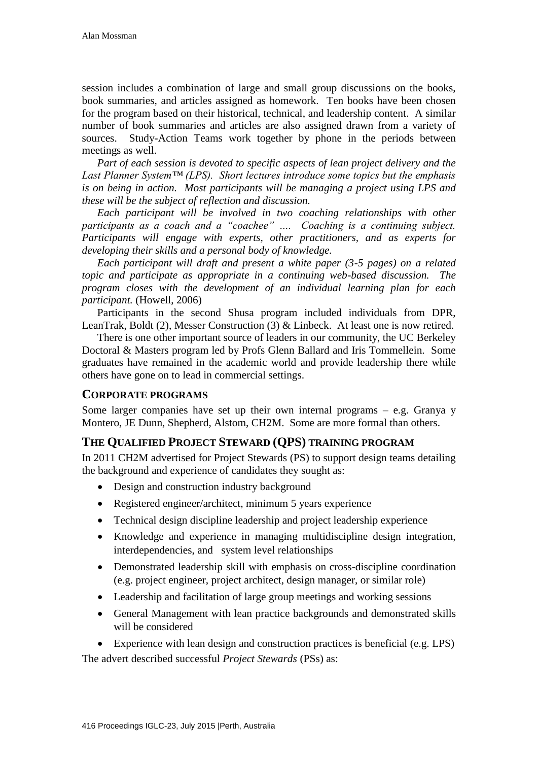session includes a combination of large and small group discussions on the books, book summaries, and articles assigned as homework. Ten books have been chosen for the program based on their historical, technical, and leadership content. A similar number of book summaries and articles are also assigned drawn from a variety of sources. Study-Action Teams work together by phone in the periods between meetings as well.

*Part of each session is devoted to specific aspects of lean project delivery and the Last Planner System™ (LPS). Short lectures introduce some topics but the emphasis is on being in action. Most participants will be managing a project using LPS and these will be the subject of reflection and discussion.*

*Each participant will be involved in two coaching relationships with other participants as a coach and a "coachee" …. Coaching is a continuing subject. Participants will engage with experts, other practitioners, and as experts for developing their skills and a personal body of knowledge.*

*Each participant will draft and present a white paper (3-5 pages) on a related topic and participate as appropriate in a continuing web-based discussion. The program closes with the development of an individual learning plan for each participant.* (Howell, 2006)

Participants in the second Shusa program included individuals from DPR, LeanTrak, Boldt (2), Messer Construction (3) & Linbeck. At least one is now retired.

There is one other important source of leaders in our community, the UC Berkeley Doctoral & Masters program led by Profs Glenn Ballard and Iris Tommellein. Some graduates have remained in the academic world and provide leadership there while others have gone on to lead in commercial settings.

## Corporate programs

Some larger companies have set up their own internal programs – e.g. Granya y Montero, JE Dunn, Shepherd, Alstom, CH2M. Some are more formal than others.

## The Qualified Project Steward (QPS) training program

In 2011 CH2M advertised for Project Stewards (PS) to support design teams detailing the background and experience of candidates they sought as:

- Design and construction industry background
- Registered engineer/architect, minimum 5 years experience
- Technical design discipline leadership and project leadership experience
- Knowledge and experience in managing multidiscipline design integration, interdependencies, and system level relationships
- Demonstrated leadership skill with emphasis on cross-discipline coordination (e.g. project engineer, project architect, design manager, or similar role)
- Leadership and facilitation of large group meetings and working sessions
- General Management with lean practice backgrounds and demonstrated skills will be considered
- Experience with lean design and construction practices is beneficial (e.g. LPS)

The advert described successful *Project Stewards* (PSs) as: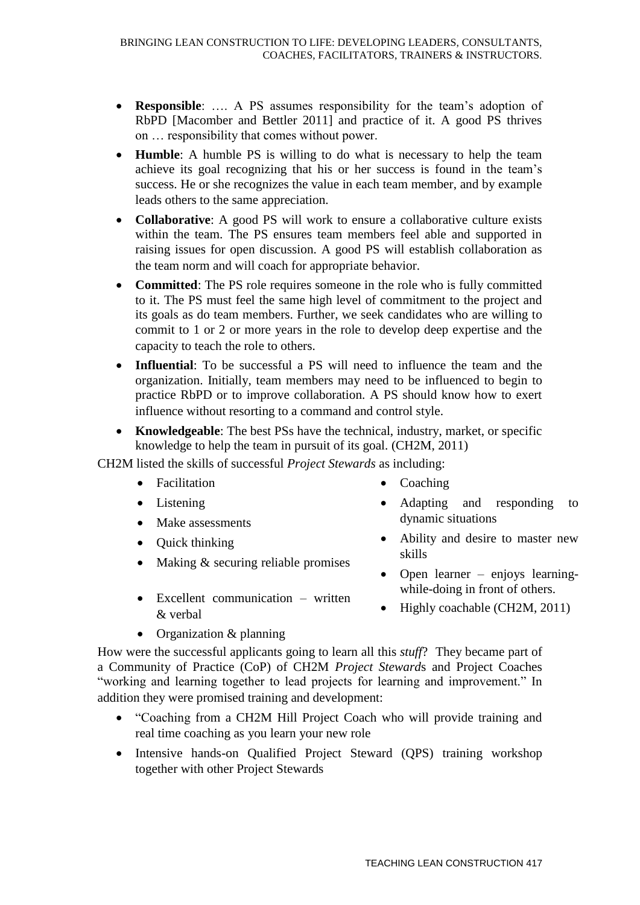- **Responsible**: …. A PS assumes responsibility for the team's adoption of RbPD [Macomber and Bettler 2011] and practice of it. A good PS thrives on … responsibility that comes without power.
- **Humble**: A humble PS is willing to do what is necessary to help the team achieve its goal recognizing that his or her success is found in the team's success. He or she recognizes the value in each team member, and by example leads others to the same appreciation.
- **Collaborative**: A good PS will work to ensure a collaborative culture exists within the team. The PS ensures team members feel able and supported in raising issues for open discussion. A good PS will establish collaboration as the team norm and will coach for appropriate behavior.
- **Committed**: The PS role requires someone in the role who is fully committed to it. The PS must feel the same high level of commitment to the project and its goals as do team members. Further, we seek candidates who are willing to commit to 1 or 2 or more years in the role to develop deep expertise and the capacity to teach the role to others.
- **Influential**: To be successful a PS will need to influence the team and the organization. Initially, team members may need to be influenced to begin to practice RbPD or to improve collaboration. A PS should know how to exert influence without resorting to a command and control style.
- **Knowledgeable**: The best PSs have the technical, industry, market, or specific knowledge to help the team in pursuit of its goal. (CH2M, 2011)

CH2M listed the skills of successful *Project Stewards* as including:

- Facilitation
- Listening
- Make assessments
- Quick thinking
- Making & securing reliable promises
- Excellent communication – written & verbal
- Organization & planning
- Coaching
- Adapting and responding to dynamic situations
- Ability and desire to master new skills
- Open learner – enjoys learning-while-doing in front of others.
- Highly coachable (CH2M, 2011)

How were the successful applicants going to learn all this *stuff*? They became part of a Community of Practice (CoP) of CH2M *Project Steward*s and Project Coaches "working and learning together to lead projects for learning and improvement." In addition they were promised training and development:

- "Coaching from a CH2M Hill Project Coach who will provide training and real time coaching as you learn your new role
- Intensive hands-on Qualified Project Steward (QPS) training workshop together with other Project Stewards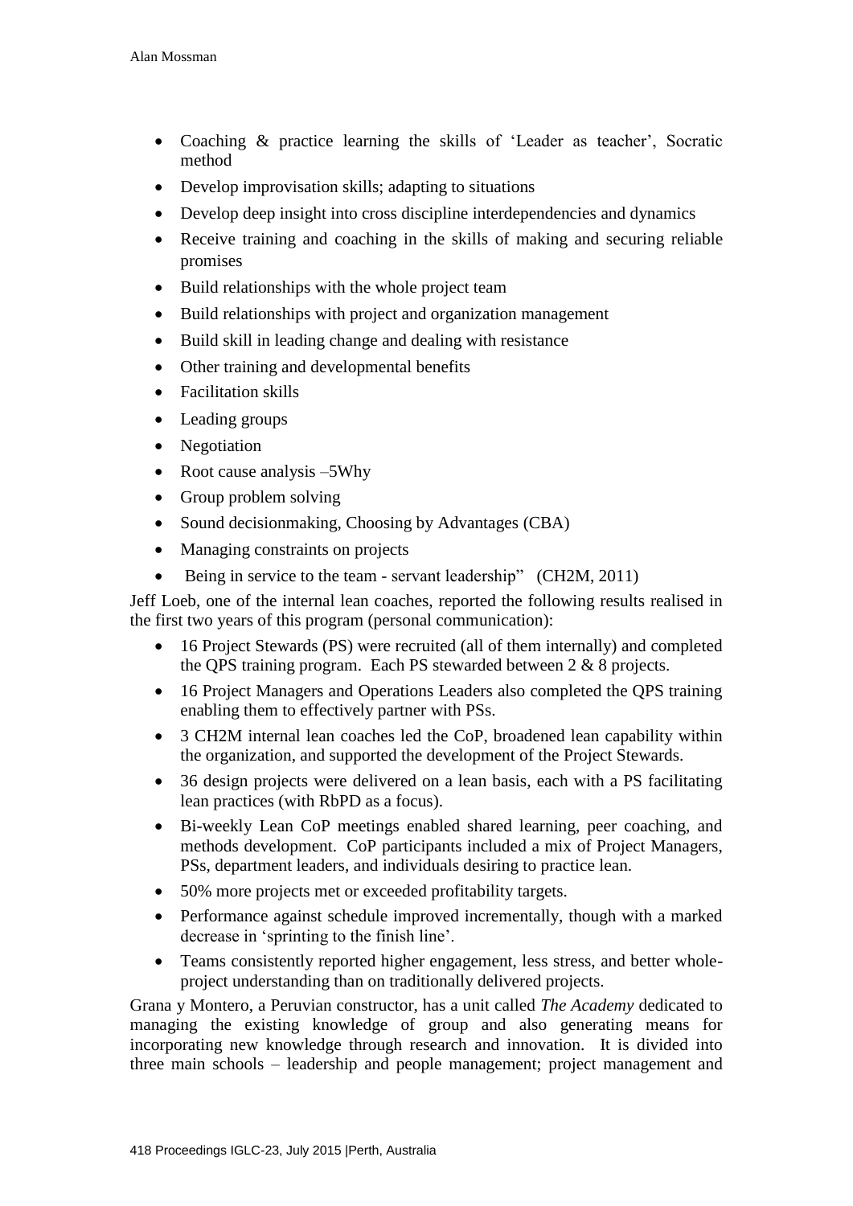- Coaching & practice learning the skills of 'Leader as teacher', Socratic method
- Develop improvisation skills; adapting to situations
- Develop deep insight into cross discipline interdependencies and dynamics
- Receive training and coaching in the skills of making and securing reliable promises
- Build relationships with the whole project team
- Build relationships with project and organization management
- Build skill in leading change and dealing with resistance
- Other training and developmental benefits
- Facilitation skills
- Leading groups
- Negotiation
- Root cause analysis –5Why
- Group problem solving
- Sound decisionmaking, Choosing by Advantages (CBA)
- Managing constraints on projects
- Being in service to the team - servant leadership" (CH2M, 2011)

Jeff Loeb, one of the internal lean coaches, reported the following results realised in the first two years of this program (personal communication):

- 16 Project Stewards (PS) were recruited (all of them internally) and completed the QPS training program. Each PS stewarded between 2 & 8 projects.
- 16 Project Managers and Operations Leaders also completed the QPS training enabling them to effectively partner with PSs.
- 3 CH2M internal lean coaches led the CoP, broadened lean capability within the organization, and supported the development of the Project Stewards.
- 36 design projects were delivered on a lean basis, each with a PS facilitating lean practices (with RbPD as a focus).
- Bi-weekly Lean CoP meetings enabled shared learning, peer coaching, and methods development. CoP participants included a mix of Project Managers, PSs, department leaders, and individuals desiring to practice lean.
- 50% more projects met or exceeded profitability targets.
- Performance against schedule improved incrementally, though with a marked decrease in 'sprinting to the finish line'.
- Teams consistently reported higher engagement, less stress, and better whole-project understanding than on traditionally delivered projects.

Grana y Montero, a Peruvian constructor, has a unit called *The Academy* dedicated to managing the existing knowledge of group and also generating means for incorporating new knowledge through research and innovation. It is divided into three main schools – leadership and people management; project management and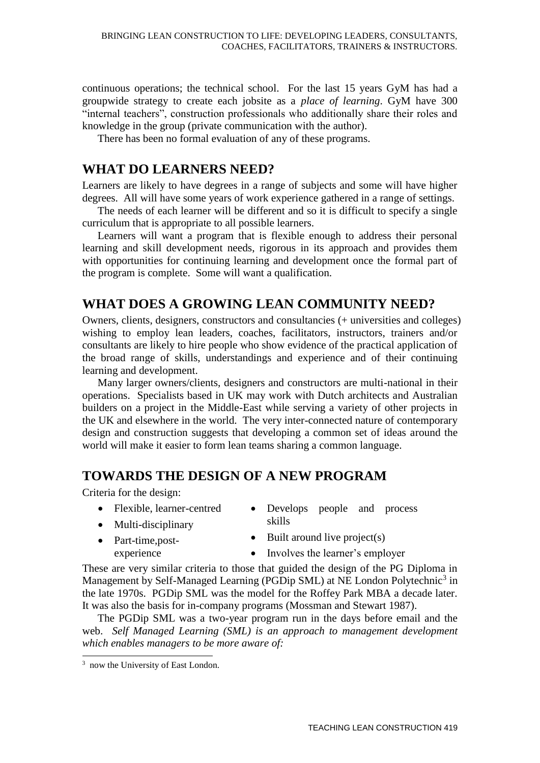continuous operations; the technical school. For the last 15 years GyM has had a groupwide strategy to create each jobsite as a *place of learning*. GyM have 300 "internal teachers", construction professionals who additionally share their roles and knowledge in the group (private communication with the author).

There has been no formal evaluation of any of these programs.

## WHAT DO LEARNERS NEED?

Learners are likely to have degrees in a range of subjects and some will have higher degrees. All will have some years of work experience gathered in a range of settings.

The needs of each learner will be different and so it is difficult to specify a single curriculum that is appropriate to all possible learners.

Learners will want a program that is flexible enough to address their personal learning and skill development needs, rigorous in its approach and provides them with opportunities for continuing learning and development once the formal part of the program is complete. Some will want a qualification.

## WHAT DOES A GROWING LEAN COMMUNITY NEED?

Owners, clients, designers, constructors and consultancies (+ universities and colleges) wishing to employ lean leaders, coaches, facilitators, instructors, trainers and/or consultants are likely to hire people who show evidence of the practical application of the broad range of skills, understandings and experience and of their continuing learning and development.

Many larger owners/clients, designers and constructors are multi-national in their operations. Specialists based in UK may work with Dutch architects and Australian builders on a project in the Middle-East while serving a variety of other projects in the UK and elsewhere in the world. The very inter-connected nature of contemporary design and construction suggests that developing a common set of ideas around the world will make it easier to form lean teams sharing a common language.

## TOWARDS THE DESIGN OF A NEW PROGRAM

Criteria for the design:

- Flexible, learner-centred
- Multi-disciplinary
- Part-time, post-experience
- Develops people and process skills
- Built around live project(s)
- Involves the learner's employer

These are very similar criteria to those that guided the design of the PG Diploma in Management by Self-Managed Learning (PGDip SML) at NE London Polytechnic[3] in the late 1970s. PGDip SML was the model for the Roffey Park MBA a decade later. It was also the basis for in-company programs (Mossman and Stewart 1987).

The PGDip SML was a two-year program run in the days before email and the web. *Self Managed Learning (SML) is an approach to management development which enables managers to be more aware of:*

[3] now the University of East London.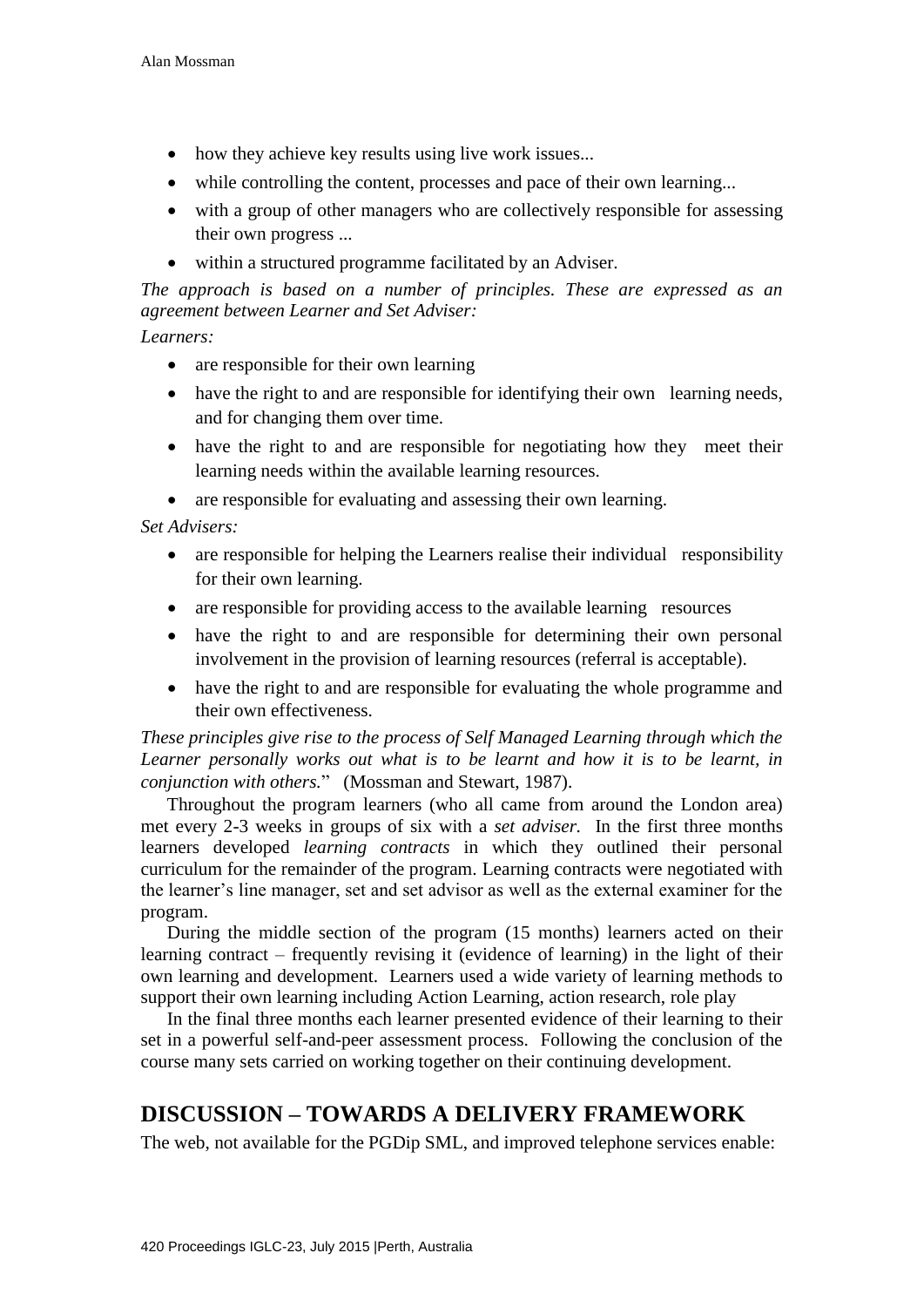- how they achieve key results using live work issues...
- while controlling the content, processes and pace of their own learning...
- with a group of other managers who are collectively responsible for assessing their own progress ...
- within a structured programme facilitated by an Adviser.

*The approach is based on a number of principles. These are expressed as an agreement between Learner and Set Adviser:*

*Learners:*

- are responsible for their own learning
- have the right to and are responsible for identifying their own learning needs, and for changing them over time.
- have the right to and are responsible for negotiating how they meet their learning needs within the available learning resources.
- are responsible for evaluating and assessing their own learning.

*Set Advisers:*

- are responsible for helping the Learners realise their individual responsibility for their own learning.
- are responsible for providing access to the available learning resources
- have the right to and are responsible for determining their own personal involvement in the provision of learning resources (referral is acceptable).
- have the right to and are responsible for evaluating the whole programme and their own effectiveness.

*These principles give rise to the process of Self Managed Learning through which the Learner personally works out what is to be learnt and how it is to be learnt, in conjunction with others.*" (Mossman and Stewart, 1987).

Throughout the program learners (who all came from around the London area) met every 2-3 weeks in groups of six with a *set adviser.* In the first three months learners developed *learning contracts* in which they outlined their personal curriculum for the remainder of the program. Learning contracts were negotiated with the learner's line manager, set and set advisor as well as the external examiner for the program.

During the middle section of the program (15 months) learners acted on their learning contract – frequently revising it (evidence of learning) in the light of their own learning and development. Learners used a wide variety of learning methods to support their own learning including Action Learning, action research, role play

In the final three months each learner presented evidence of their learning to their set in a powerful self-and-peer assessment process. Following the conclusion of the course many sets carried on working together on their continuing development.

## DISCUSSION – TOWARDS A DELIVERY FRAMEWORK

The web, not available for the PGDip SML, and improved telephone services enable: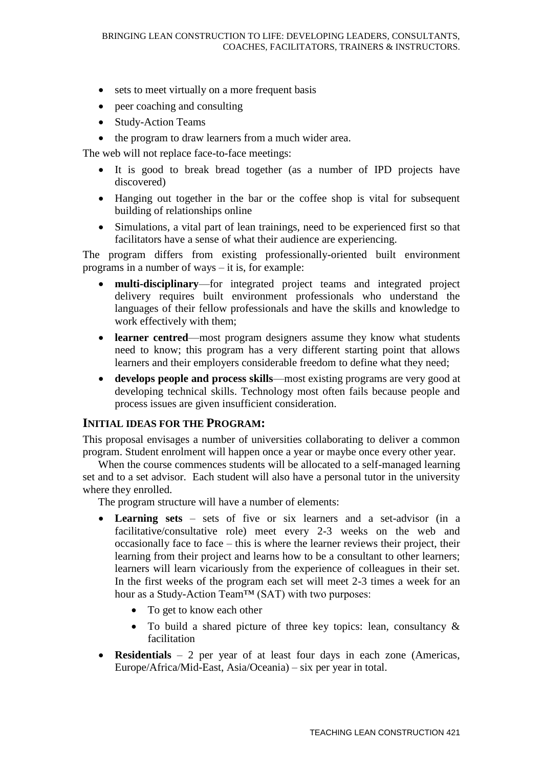- sets to meet virtually on a more frequent basis
- peer coaching and consulting
- Study-Action Teams
- the program to draw learners from a much wider area.

The web will not replace face-to-face meetings:

- It is good to break bread together (as a number of IPD projects have discovered)
- Hanging out together in the bar or the coffee shop is vital for subsequent building of relationships online
- Simulations, a vital part of lean trainings, need to be experienced first so that facilitators have a sense of what their audience are experiencing.

The program differs from existing professionally-oriented built environment programs in a number of ways – it is, for example:

- **multi-disciplinary**—for integrated project teams and integrated project delivery requires built environment professionals who understand the languages of their fellow professionals and have the skills and knowledge to work effectively with them;
- **learner centred**—most program designers assume they know what students need to know; this program has a very different starting point that allows learners and their employers considerable freedom to define what they need;
- **develops people and process skills**—most existing programs are very good at developing technical skills. Technology most often fails because people and process issues are given insufficient consideration.

## INITIAL IDEAS FOR THE PROGRAM:

This proposal envisages a number of universities collaborating to deliver a common program. Student enrolment will happen once a year or maybe once every other year.

When the course commences students will be allocated to a self-managed learning set and to a set advisor. Each student will also have a personal tutor in the university where they enrolled.

The program structure will have a number of elements:

- **Learning sets** – sets of five or six learners and a set-advisor (in a facilitative/consultative role) meet every 2-3 weeks on the web and occasionally face to face – this is where the learner reviews their project, their learning from their project and learns how to be a consultant to other learners; learners will learn vicariously from the experience of colleagues in their set. In the first weeks of the program each set will meet 2-3 times a week for an hour as a Study-Action Team™ (SAT) with two purposes:
  - To get to know each other
  - To build a shared picture of three key topics: lean, consultancy & facilitation
- **Residentials** – 2 per year of at least four days in each zone (Americas, Europe/Africa/Mid-East, Asia/Oceania) – six per year in total.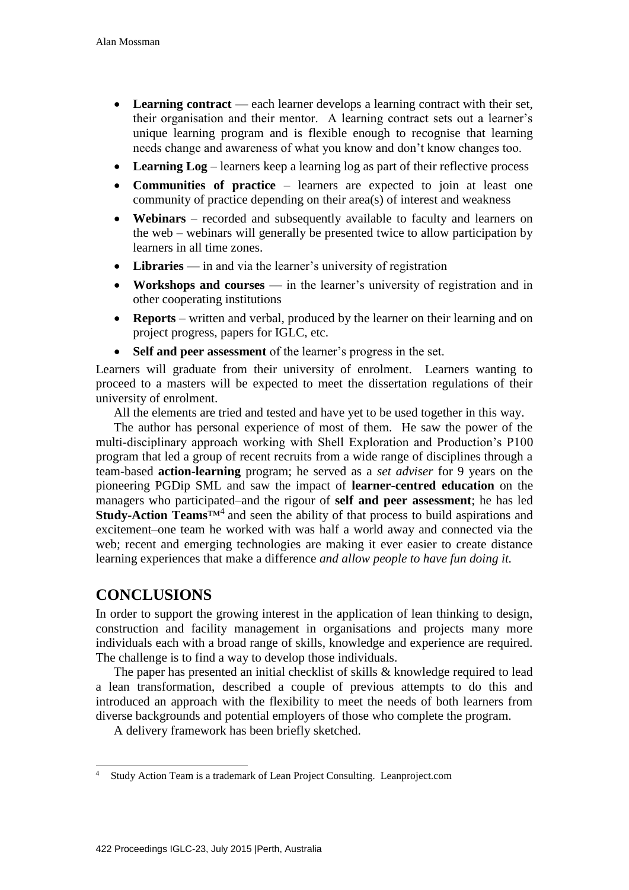- **Learning contract** — each learner develops a learning contract with their set, their organisation and their mentor. A learning contract sets out a learner's unique learning program and is flexible enough to recognise that learning needs change and awareness of what you know and don't know changes too.
- **Learning Log** – learners keep a learning log as part of their reflective process
- **Communities of practice** – learners are expected to join at least one community of practice depending on their area(s) of interest and weakness
- **Webinars** – recorded and subsequently available to faculty and learners on the web – webinars will generally be presented twice to allow participation by learners in all time zones.
- **Libraries** — in and via the learner's university of registration
- **Workshops and courses** — in the learner's university of registration and in other cooperating institutions
- **Reports** – written and verbal, produced by the learner on their learning and on project progress, papers for IGLC, etc.
- **Self and peer assessment** of the learner's progress in the set.

Learners will graduate from their university of enrolment. Learners wanting to proceed to a masters will be expected to meet the dissertation regulations of their university of enrolment.

All the elements are tried and tested and have yet to be used together in this way.

The author has personal experience of most of them. He saw the power of the multi-disciplinary approach working with Shell Exploration and Production's P100 program that led a group of recent recruits from a wide range of disciplines through a team-based **action-learning** program; he served as a *set adviser* for 9 years on the pioneering PGDip SML and saw the impact of **learner-centred education** on the managers who participated–and the rigour of **self and peer assessment**; he has led **Study-Action Teams**™[4] and seen the ability of that process to build aspirations and excitement–one team he worked with was half a world away and connected via the web; recent and emerging technologies are making it ever easier to create distance learning experiences that make a difference *and allow people to have fun doing it.*

## CONCLUSIONS

In order to support the growing interest in the application of lean thinking to design, construction and facility management in organisations and projects many more individuals each with a broad range of skills, knowledge and experience are required. The challenge is to find a way to develop those individuals.

The paper has presented an initial checklist of skills & knowledge required to lead a lean transformation, described a couple of previous attempts to do this and introduced an approach with the flexibility to meet the needs of both learners from diverse backgrounds and potential employers of those who complete the program.

A delivery framework has been briefly sketched.

---

[4] Study Action Team is a trademark of Lean Project Consulting. Leanproject.com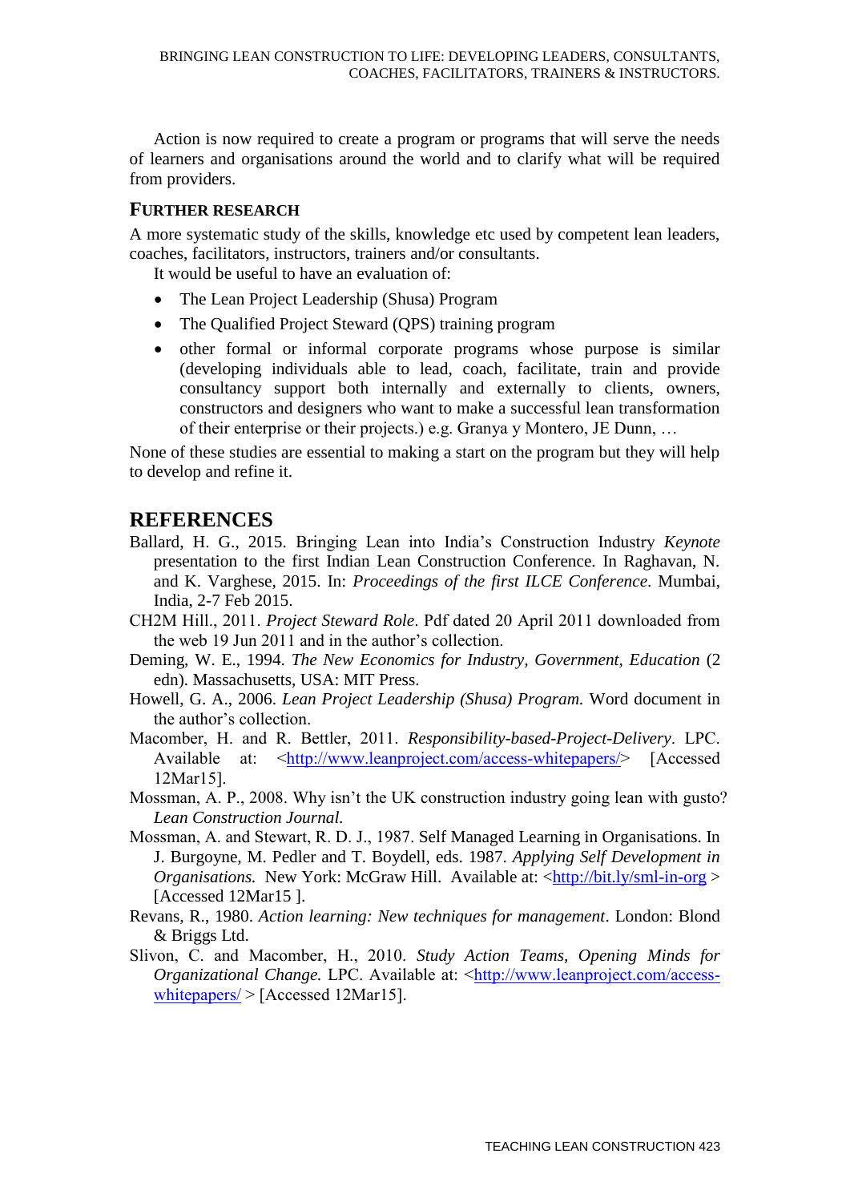Action is now required to create a program or programs that will serve the needs of learners and organisations around the world and to clarify what will be required from providers.

### FURTHER RESEARCH

A more systematic study of the skills, knowledge etc used by competent lean leaders, coaches, facilitators, instructors, trainers and/or consultants.

It would be useful to have an evaluation of:

- The Lean Project Leadership (Shusa) Program
- The Qualified Project Steward (QPS) training program
- other formal or informal corporate programs whose purpose is similar (developing individuals able to lead, coach, facilitate, train and provide consultancy support both internally and externally to clients, owners, constructors and designers who want to make a successful lean transformation of their enterprise or their projects.) e.g. Granya y Montero, JE Dunn, …

None of these studies are essential to making a start on the program but they will help to develop and refine it.

## REFERENCES

Ballard, H. G., 2015. Bringing Lean into India's Construction Industry *Keynote* presentation to the first Indian Lean Construction Conference. In Raghavan, N. and K. Varghese, 2015. In: *Proceedings of the first ILCE Conference*. Mumbai, India, 2-7 Feb 2015.

CH2M Hill., 2011. *Project Steward Role*. Pdf dated 20 April 2011 downloaded from the web 19 Jun 2011 and in the author's collection.

Deming, W. E., 1994. *The New Economics for Industry, Government, Education* (2 edn). Massachusetts, USA: MIT Press.

Howell, G. A., 2006. *Lean Project Leadership (Shusa) Program.* Word document in the author's collection.

Macomber, H. and R. Bettler, 2011. *Responsibility-based-Project-Delivery*. LPC. Available at: <http://www.leanproject.com/access-whitepapers/> [Accessed 12Mar15].

Mossman, A. P., 2008. Why isn't the UK construction industry going lean with gusto? *Lean Construction Journal.*

Mossman, A. and Stewart, R. D. J., 1987. Self Managed Learning in Organisations. In J. Burgoyne, M. Pedler and T. Boydell, eds. 1987. *Applying Self Development in Organisations.* New York: McGraw Hill. Available at: <http://bit.ly/sml-in-org > [Accessed 12Mar15 ].

Revans, R., 1980. *Action learning: New techniques for management*. London: Blond & Briggs Ltd.

Slivon, C. and Macomber, H., 2010. *Study Action Teams, Opening Minds for Organizational Change.* LPC. Available at: <http://www.leanproject.com/access-whitepapers/ > [Accessed 12Mar15].